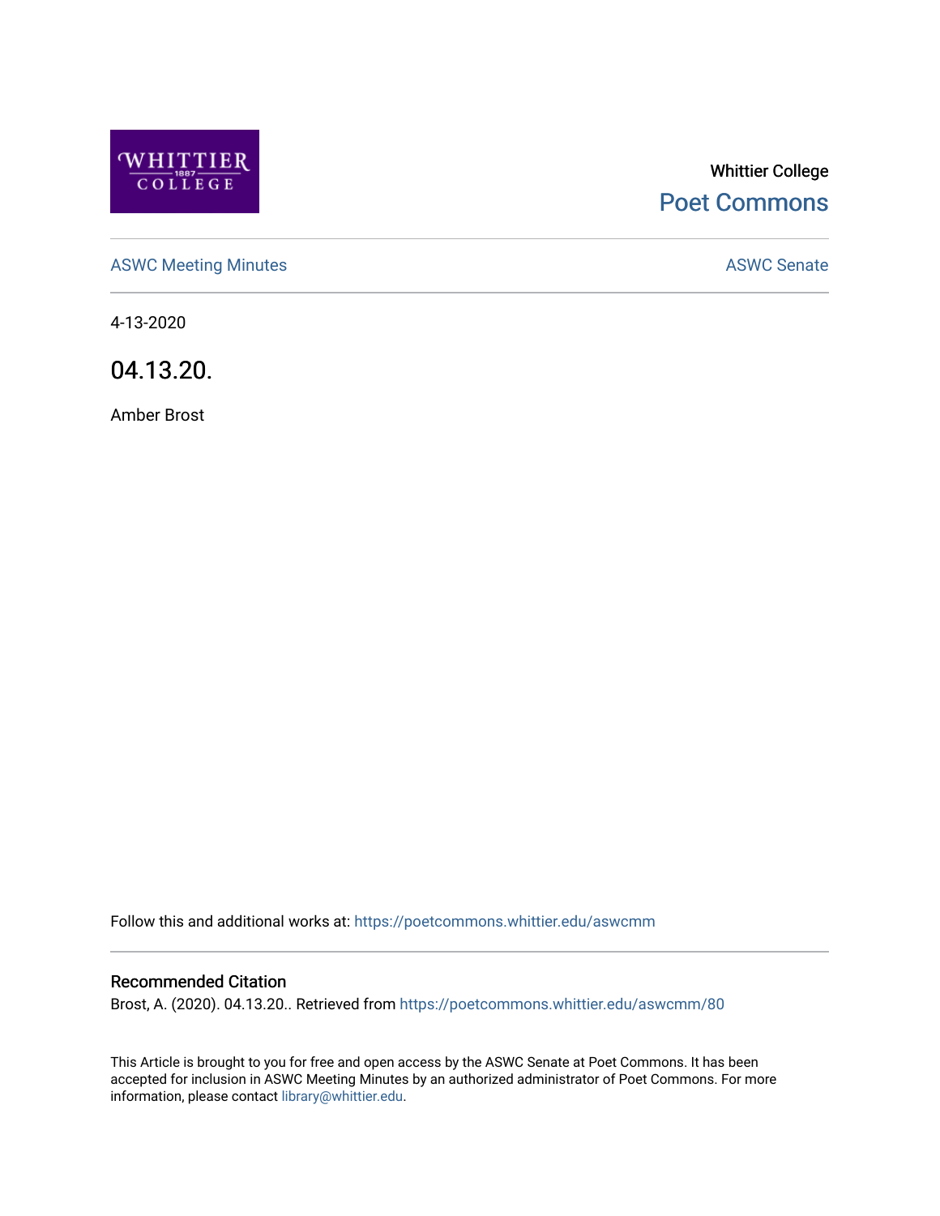WHITTIER COLLEGE 1887

Whittier College

Poet Commons

ASWC Meeting Minutes

ASWC Senate

4-13-2020

# 04.13.20.

Amber Brost

Follow this and additional works at: https://poetcommons.whittier.edu/aswcmm

## Recommended Citation

Brost, A. (2020). 04.13.20.. Retrieved from https://poetcommons.whittier.edu/aswcmm/80

This Article is brought to you for free and open access by the ASWC Senate at Poet Commons. It has been accepted for inclusion in ASWC Meeting Minutes by an authorized administrator of Poet Commons. For more information, please contact library@whittier.edu.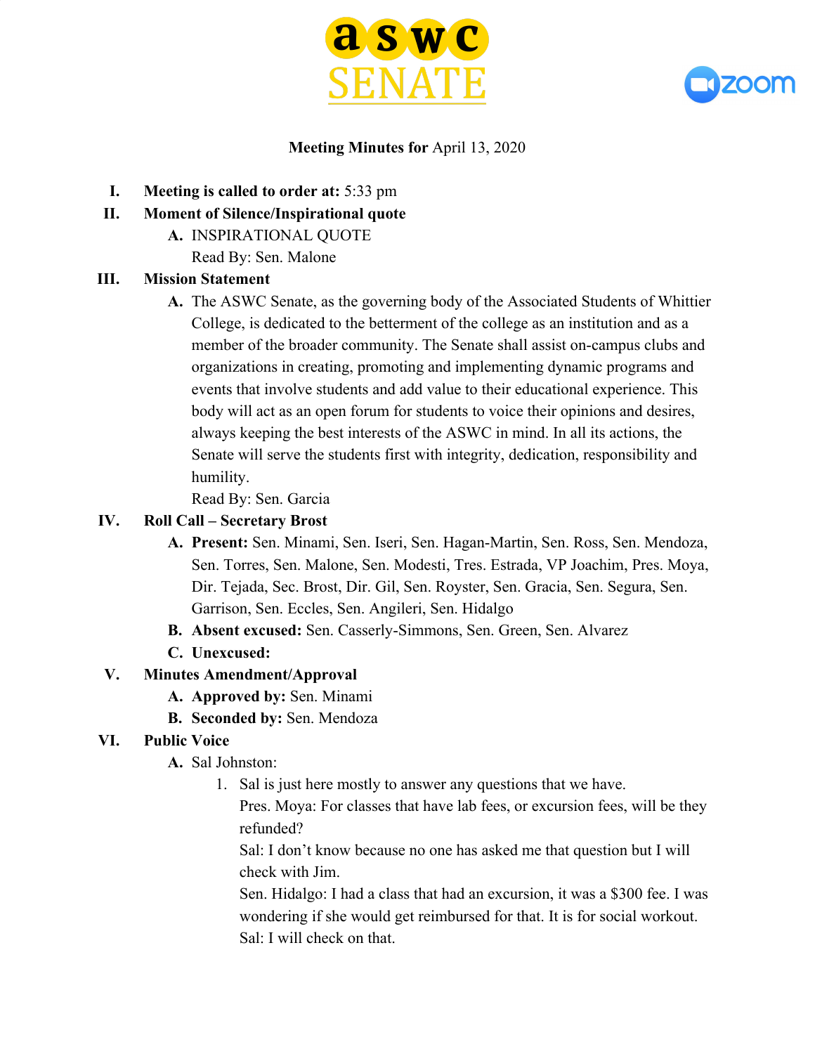**Meeting Minutes for** April 13, 2020

I. **Meeting is called to order at:** 5:33 pm

II. **Moment of Silence/Inspirational quote**

   A. INSPIRATIONAL QUOTE
   Read By: Sen. Malone

III. **Mission Statement**

   A. The ASWC Senate, as the governing body of the Associated Students of Whittier College, is dedicated to the betterment of the college as an institution and as a member of the broader community. The Senate shall assist on-campus clubs and organizations in creating, promoting and implementing dynamic programs and events that involve students and add value to their educational experience. This body will act as an open forum for students to voice their opinions and desires, always keeping the best interests of the ASWC in mind. In all its actions, the Senate will serve the students first with integrity, dedication, responsibility and humility.
   Read By: Sen. Garcia

IV. **Roll Call – Secretary Brost**

   A. **Present:** Sen. Minami, Sen. Iseri, Sen. Hagan-Martin, Sen. Ross, Sen. Mendoza, Sen. Torres, Sen. Malone, Sen. Modesti, Tres. Estrada, VP Joachim, Pres. Moya, Dir. Tejada, Sec. Brost, Dir. Gil, Sen. Royster, Sen. Gracia, Sen. Segura, Sen. Garrison, Sen. Eccles, Sen. Angileri, Sen. Hidalgo

   B. **Absent excused:** Sen. Casserly-Simmons, Sen. Green, Sen. Alvarez

   C. **Unexcused:**

V. **Minutes Amendment/Approval**

   A. **Approved by:** Sen. Minami

   B. **Seconded by:** Sen. Mendoza

VI. **Public Voice**

   A. Sal Johnston:

      1. Sal is just here mostly to answer any questions that we have.
      Pres. Moya: For classes that have lab fees, or excursion fees, will be they refunded?
      Sal: I don't know because no one has asked me that question but I will check with Jim.
      Sen. Hidalgo: I had a class that had an excursion, it was a $300 fee. I was wondering if she would get reimbursed for that. It is for social workout.
      Sal: I will check on that.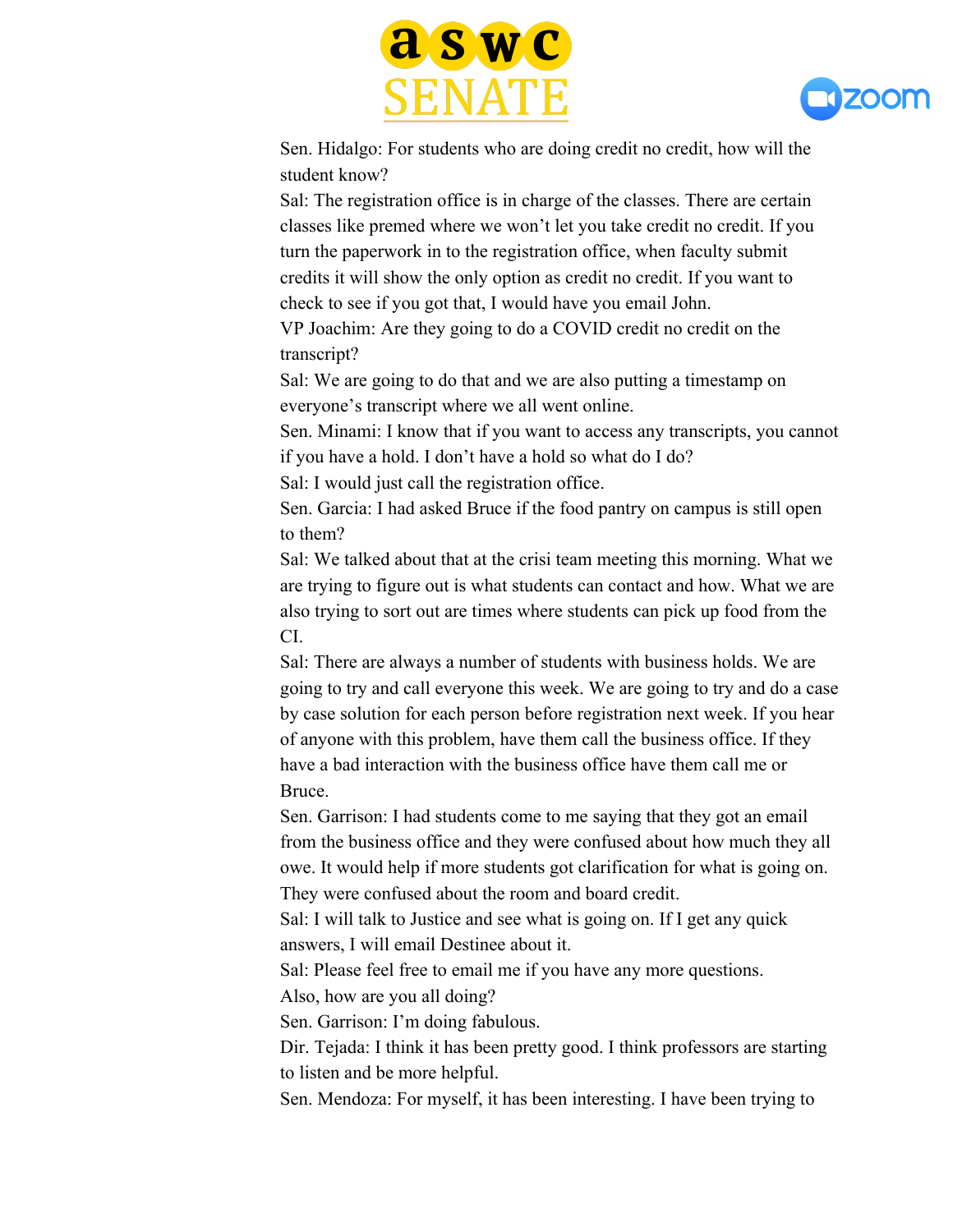Sen. Hidalgo: For students who are doing credit no credit, how will the student know?

Sal: The registration office is in charge of the classes. There are certain classes like premed where we won't let you take credit no credit. If you turn the paperwork in to the registration office, when faculty submit credits it will show the only option as credit no credit. If you want to check to see if you got that, I would have you email John.

VP Joachim: Are they going to do a COVID credit no credit on the transcript?

Sal: We are going to do that and we are also putting a timestamp on everyone's transcript where we all went online.

Sen. Minami: I know that if you want to access any transcripts, you cannot if you have a hold. I don't have a hold so what do I do?

Sal: I would just call the registration office.

Sen. Garcia: I had asked Bruce if the food pantry on campus is still open to them?

Sal: We talked about that at the crisi team meeting this morning. What we are trying to figure out is what students can contact and how. What we are also trying to sort out are times where students can pick up food from the CI.

Sal: There are always a number of students with business holds. We are going to try and call everyone this week. We are going to try and do a case by case solution for each person before registration next week. If you hear of anyone with this problem, have them call the business office. If they have a bad interaction with the business office have them call me or Bruce.

Sen. Garrison: I had students come to me saying that they got an email from the business office and they were confused about how much they all owe. It would help if more students got clarification for what is going on. They were confused about the room and board credit.

Sal: I will talk to Justice and see what is going on. If I get any quick answers, I will email Destinee about it.

Sal: Please feel free to email me if you have any more questions. Also, how are you all doing?

Sen. Garrison: I'm doing fabulous.

Dir. Tejada: I think it has been pretty good. I think professors are starting to listen and be more helpful.

Sen. Mendoza: For myself, it has been interesting. I have been trying to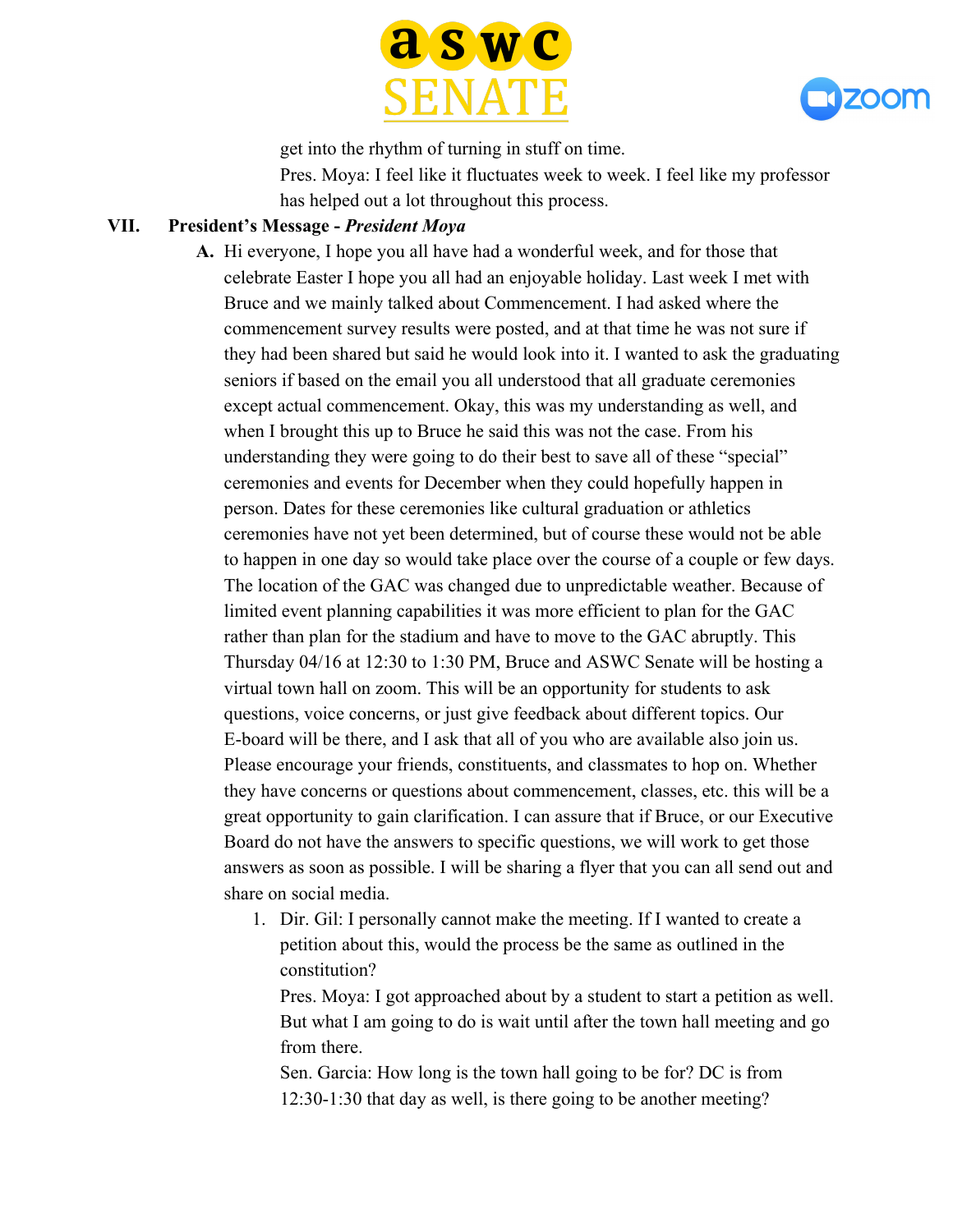get into the rhythm of turning in stuff on time.

Pres. Moya: I feel like it fluctuates week to week. I feel like my professor has helped out a lot throughout this process.

VII. **President's Message - *President Moya***

A. Hi everyone, I hope you all have had a wonderful week, and for those that celebrate Easter I hope you all had an enjoyable holiday. Last week I met with Bruce and we mainly talked about Commencement. I had asked where the commencement survey results were posted, and at that time he was not sure if they had been shared but said he would look into it. I wanted to ask the graduating seniors if based on the email you all understood that all graduate ceremonies except actual commencement. Okay, this was my understanding as well, and when I brought this up to Bruce he said this was not the case. From his understanding they were going to do their best to save all of these "special" ceremonies and events for December when they could hopefully happen in person. Dates for these ceremonies like cultural graduation or athletics ceremonies have not yet been determined, but of course these would not be able to happen in one day so would take place over the course of a couple or few days. The location of the GAC was changed due to unpredictable weather. Because of limited event planning capabilities it was more efficient to plan for the GAC rather than plan for the stadium and have to move to the GAC abruptly. This Thursday 04/16 at 12:30 to 1:30 PM, Bruce and ASWC Senate will be hosting a virtual town hall on zoom. This will be an opportunity for students to ask questions, voice concerns, or just give feedback about different topics. Our E-board will be there, and I ask that all of you who are available also join us. Please encourage your friends, constituents, and classmates to hop on. Whether they have concerns or questions about commencement, classes, etc. this will be a great opportunity to gain clarification. I can assure that if Bruce, or our Executive Board do not have the answers to specific questions, we will work to get those answers as soon as possible. I will be sharing a flyer that you can all send out and share on social media.

1. Dir. Gil: I personally cannot make the meeting. If I wanted to create a petition about this, would the process be the same as outlined in the constitution?

   Pres. Moya: I got approached about by a student to start a petition as well. But what I am going to do is wait until after the town hall meeting and go from there.

   Sen. Garcia: How long is the town hall going to be for? DC is from 12:30-1:30 that day as well, is there going to be another meeting?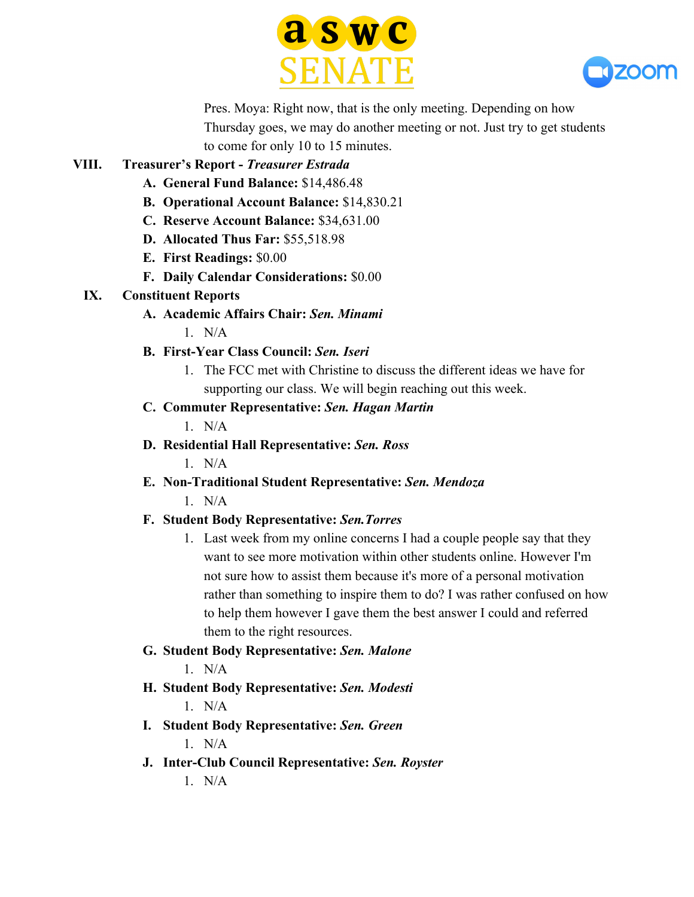Pres. Moya: Right now, that is the only meeting. Depending on how Thursday goes, we may do another meeting or not. Just try to get students to come for only 10 to 15 minutes.

VIII. **Treasurer's Report - *Treasurer Estrada***

A. **General Fund Balance:** $14,486.48
B. **Operational Account Balance:** $14,830.21
C. **Reserve Account Balance:** $34,631.00
D. **Allocated Thus Far:** $55,518.98
E. **First Readings:** $0.00
F. **Daily Calendar Considerations:** $0.00

IX. **Constituent Reports**

A. **Academic Affairs Chair: *Sen. Minami***
  1. N/A

B. **First-Year Class Council: *Sen. Iseri***
  1. The FCC met with Christine to discuss the different ideas we have for supporting our class. We will begin reaching out this week.

C. **Commuter Representative: *Sen. Hagan Martin***
  1. N/A

D. **Residential Hall Representative: *Sen. Ross***
  1. N/A

E. **Non-Traditional Student Representative: *Sen. Mendoza***
  1. N/A

F. **Student Body Representative: *Sen.Torres***
  1. Last week from my online concerns I had a couple people say that they want to see more motivation within other students online. However I'm not sure how to assist them because it's more of a personal motivation rather than something to inspire them to do? I was rather confused on how to help them however I gave them the best answer I could and referred them to the right resources.

G. **Student Body Representative: *Sen. Malone***
  1. N/A

H. **Student Body Representative: *Sen. Modesti***
  1. N/A

I. **Student Body Representative: *Sen. Green***
  1. N/A

J. **Inter-Club Council Representative: *Sen. Royster***
  1. N/A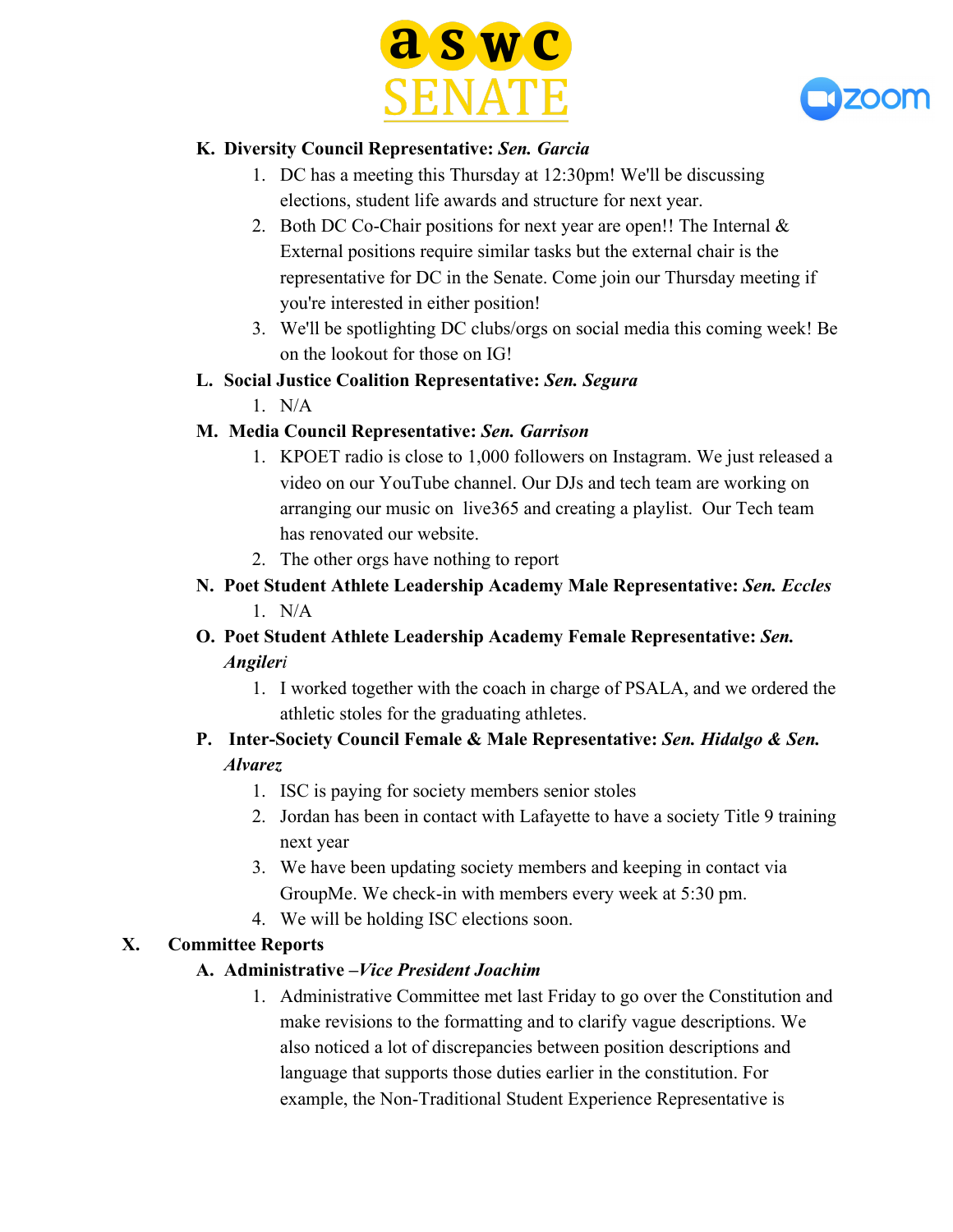**K. Diversity Council Representative:** ***Sen. Garcia***

1. DC has a meeting this Thursday at 12:30pm! We'll be discussing elections, student life awards and structure for next year.
2. Both DC Co-Chair positions for next year are open!! The Internal & External positions require similar tasks but the external chair is the representative for DC in the Senate. Come join our Thursday meeting if you're interested in either position!
3. We'll be spotlighting DC clubs/orgs on social media this coming week! Be on the lookout for those on IG!

**L. Social Justice Coalition Representative:** ***Sen. Segura***

1. N/A

**M. Media Council Representative:** ***Sen. Garrison***

1. KPOET radio is close to 1,000 followers on Instagram. We just released a video on our YouTube channel. Our DJs and tech team are working on arranging our music on live365 and creating a playlist. Our Tech team has renovated our website.
2. The other orgs have nothing to report

**N. Poet Student Athlete Leadership Academy Male Representative:** ***Sen. Eccles***

1. N/A

**O. Poet Student Athlete Leadership Academy Female Representative:** ***Sen. Angileri***

1. I worked together with the coach in charge of PSALA, and we ordered the athletic stoles for the graduating athletes.

**P. Inter-Society Council Female & Male Representative:** ***Sen. Hidalgo & Sen. Alvarez***

1. ISC is paying for society members senior stoles
2. Jordan has been in contact with Lafayette to have a society Title 9 training next year
3. We have been updating society members and keeping in contact via GroupMe. We check-in with members every week at 5:30 pm.
4. We will be holding ISC elections soon.

## X. Committee Reports

**A. Administrative –*Vice President Joachim***

1. Administrative Committee met last Friday to go over the Constitution and make revisions to the formatting and to clarify vague descriptions. We also noticed a lot of discrepancies between position descriptions and language that supports those duties earlier in the constitution. For example, the Non-Traditional Student Experience Representative is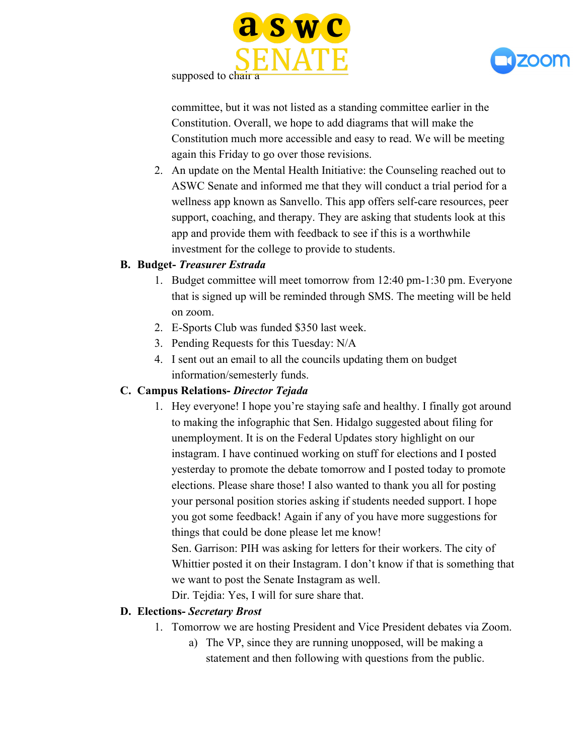supposed to chair a committee, but it was not listed as a standing committee earlier in the Constitution. Overall, we hope to add diagrams that will make the Constitution much more accessible and easy to read. We will be meeting again this Friday to go over those revisions.

2. An update on the Mental Health Initiative: the Counseling reached out to ASWC Senate and informed me that they will conduct a trial period for a wellness app known as Sanvello. This app offers self-care resources, peer support, coaching, and therapy. They are asking that students look at this app and provide them with feedback to see if this is a worthwhile investment for the college to provide to students.

**B. Budget- *Treasurer Estrada***

1. Budget committee will meet tomorrow from 12:40 pm-1:30 pm. Everyone that is signed up will be reminded through SMS. The meeting will be held on zoom.
2. E-Sports Club was funded $350 last week.
3. Pending Requests for this Tuesday: N/A
4. I sent out an email to all the councils updating them on budget information/semesterly funds.

**C. Campus Relations- *Director Tejada***

1. Hey everyone! I hope you're staying safe and healthy. I finally got around to making the infographic that Sen. Hidalgo suggested about filing for unemployment. It is on the Federal Updates story highlight on our instagram. I have continued working on stuff for elections and I posted yesterday to promote the debate tomorrow and I posted today to promote elections. Please share those! I also wanted to thank you all for posting your personal position stories asking if students needed support. I hope you got some feedback! Again if any of you have more suggestions for things that could be done please let me know!

   Sen. Garrison: PIH was asking for letters for their workers. The city of Whittier posted it on their Instagram. I don't know if that is something that we want to post the Senate Instagram as well.

   Dir. Tejdia: Yes, I will for sure share that.

**D. Elections- *Secretary Brost***

1. Tomorrow we are hosting President and Vice President debates via Zoom.
   a) The VP, since they are running unopposed, will be making a statement and then following with questions from the public.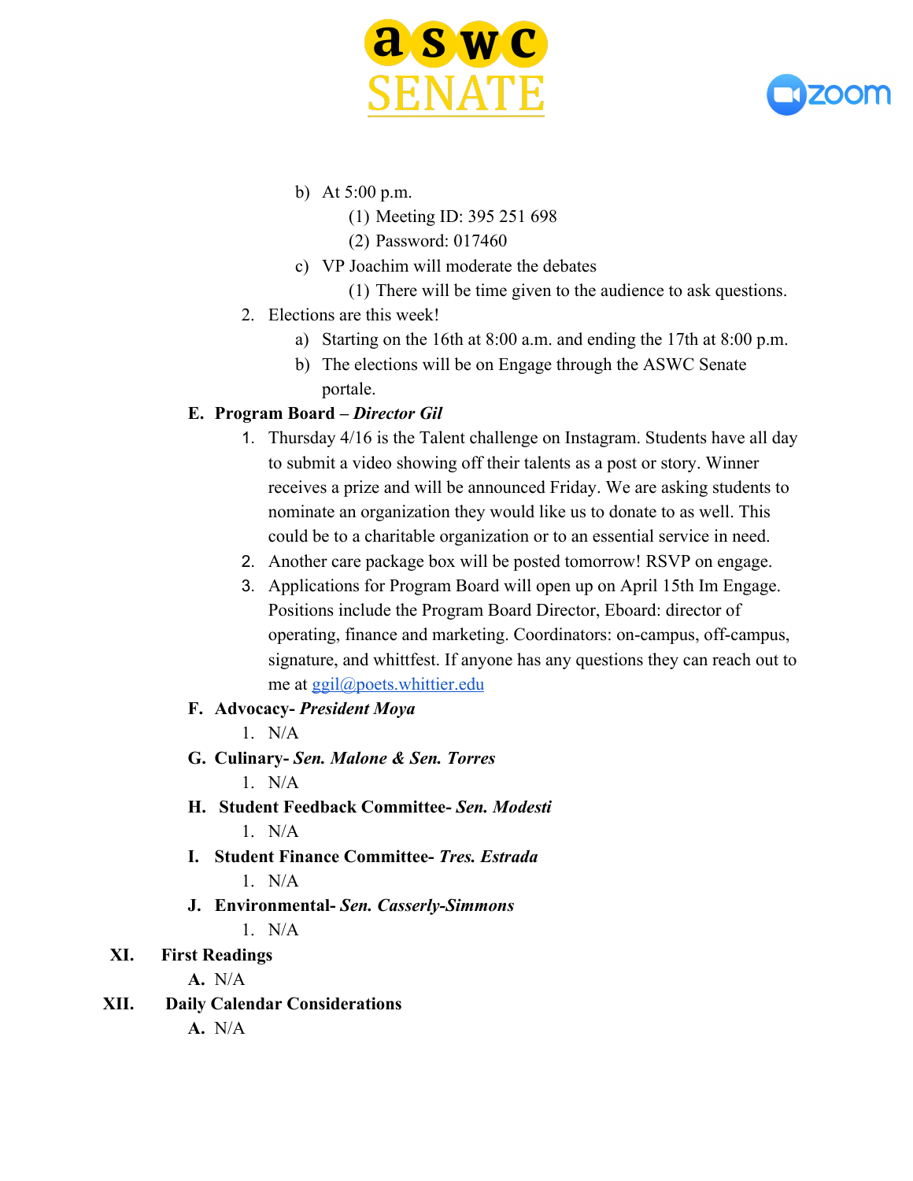b) At 5:00 p.m.
   (1) Meeting ID: 395 251 698
   (2) Password: 017460

c) VP Joachim will moderate the debates
   (1) There will be time given to the audience to ask questions.

2. Elections are this week!
   a) Starting on the 16th at 8:00 a.m. and ending the 17th at 8:00 p.m.
   b) The elections will be on Engage through the ASWC Senate portale.

**E. Program Board – *Director Gil***

1. Thursday 4/16 is the Talent challenge on Instagram. Students have all day to submit a video showing off their talents as a post or story. Winner receives a prize and will be announced Friday. We are asking students to nominate an organization they would like us to donate to as well. This could be to a charitable organization or to an essential service in need.
2. Another care package box will be posted tomorrow! RSVP on engage.
3. Applications for Program Board will open up on April 15th Im Engage. Positions include the Program Board Director, Eboard: director of operating, finance and marketing. Coordinators: on-campus, off-campus, signature, and whittfest. If anyone has any questions they can reach out to me at ggil@poets.whittier.edu

**F. Advocacy- *President Moya***

1. N/A

**G. Culinary- *Sen. Malone & Sen. Torres***

1. N/A

**H. Student Feedback Committee- *Sen. Modesti***

1. N/A

**I. Student Finance Committee- *Tres. Estrada***

1. N/A

**J. Environmental- *Sen. Casserly-Simmons***

1. N/A

**XI. First Readings**

**A.** N/A

**XII. Daily Calendar Considerations**

**A.** N/A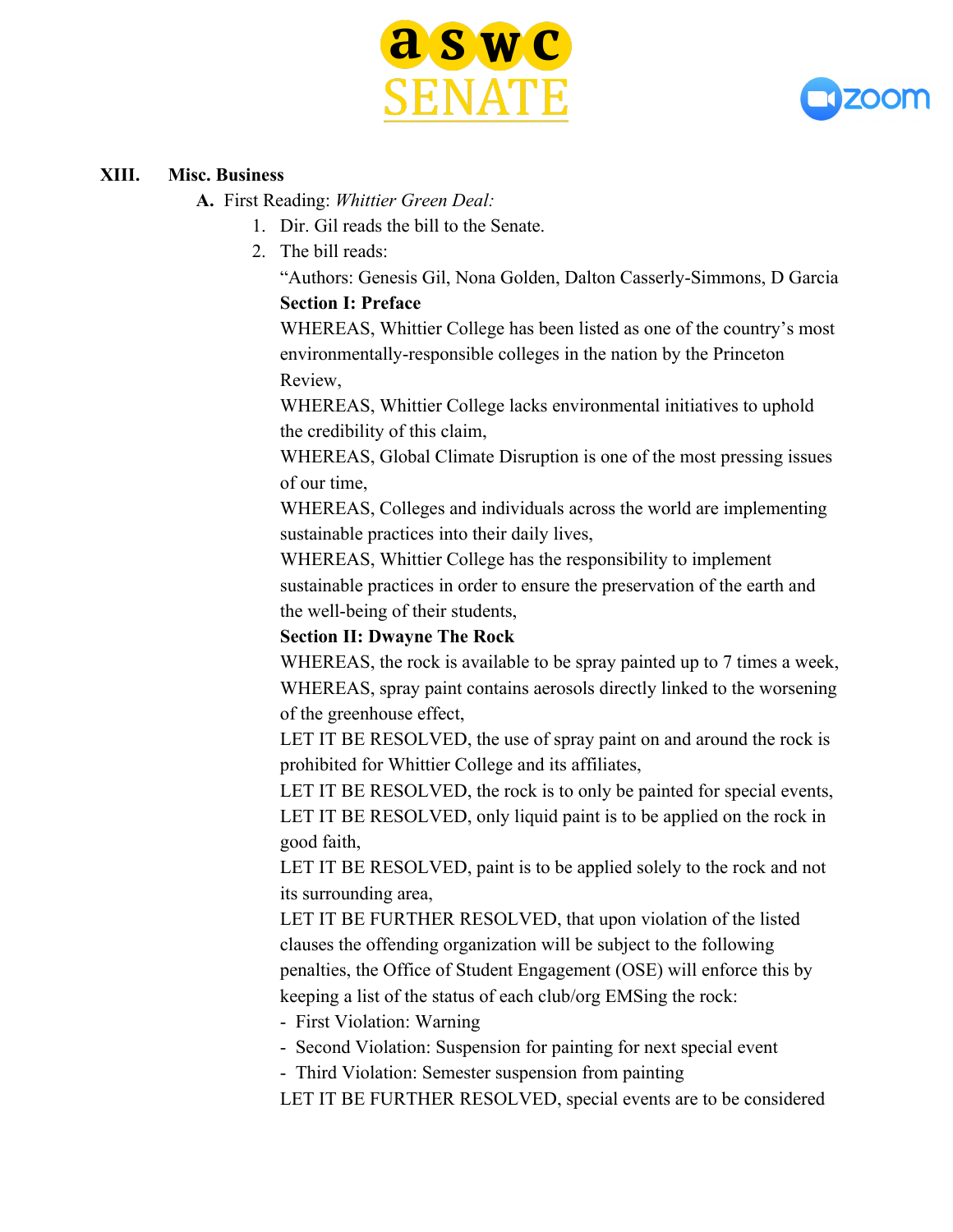## XIII. Misc. Business

A. First Reading: *Whittier Green Deal:*

1. Dir. Gil reads the bill to the Senate.
2. The bill reads:

"Authors: Genesis Gil, Nona Golden, Dalton Casserly-Simmons, D Garcia

**Section I: Preface**

WHEREAS, Whittier College has been listed as one of the country's most environmentally-responsible colleges in the nation by the Princeton Review,

WHEREAS, Whittier College lacks environmental initiatives to uphold the credibility of this claim,

WHEREAS, Global Climate Disruption is one of the most pressing issues of our time,

WHEREAS, Colleges and individuals across the world are implementing sustainable practices into their daily lives,

WHEREAS, Whittier College has the responsibility to implement sustainable practices in order to ensure the preservation of the earth and the well-being of their students,

**Section II: Dwayne The Rock**

WHEREAS, the rock is available to be spray painted up to 7 times a week,

WHEREAS, spray paint contains aerosols directly linked to the worsening of the greenhouse effect,

LET IT BE RESOLVED, the use of spray paint on and around the rock is prohibited for Whittier College and its affiliates,

LET IT BE RESOLVED, the rock is to only be painted for special events,

LET IT BE RESOLVED, only liquid paint is to be applied on the rock in good faith,

LET IT BE RESOLVED, paint is to be applied solely to the rock and not its surrounding area,

LET IT BE FURTHER RESOLVED, that upon violation of the listed clauses the offending organization will be subject to the following penalties, the Office of Student Engagement (OSE) will enforce this by keeping a list of the status of each club/org EMSing the rock:

- First Violation: Warning
- Second Violation: Suspension for painting for next special event
- Third Violation: Semester suspension from painting

LET IT BE FURTHER RESOLVED, special events are to be considered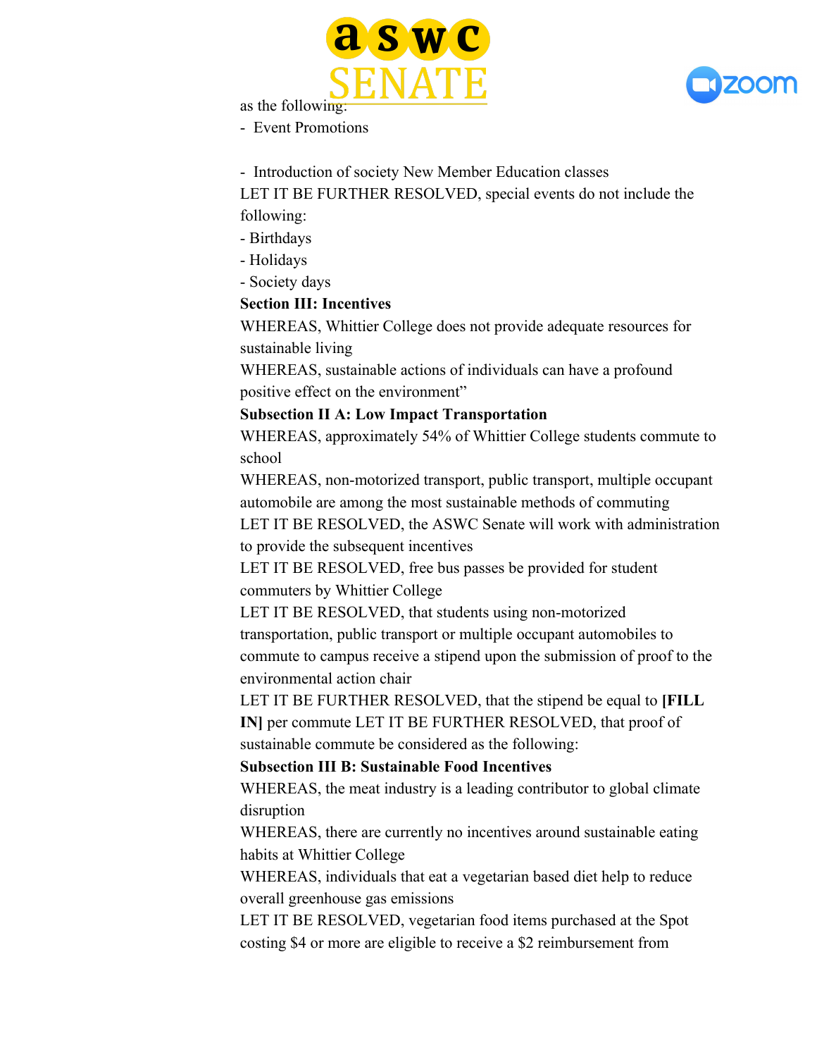as the following:

- Event Promotions

- Introduction of society New Member Education classes

LET IT BE FURTHER RESOLVED, special events do not include the following:

- Birthdays
- Holidays
- Society days

**Section III: Incentives**

WHEREAS, Whittier College does not provide adequate resources for sustainable living

WHEREAS, sustainable actions of individuals can have a profound positive effect on the environment"

**Subsection II A: Low Impact Transportation**

WHEREAS, approximately 54% of Whittier College students commute to school

WHEREAS, non-motorized transport, public transport, multiple occupant automobile are among the most sustainable methods of commuting

LET IT BE RESOLVED, the ASWC Senate will work with administration to provide the subsequent incentives

LET IT BE RESOLVED, free bus passes be provided for student commuters by Whittier College

LET IT BE RESOLVED, that students using non-motorized transportation, public transport or multiple occupant automobiles to commute to campus receive a stipend upon the submission of proof to the environmental action chair

LET IT BE FURTHER RESOLVED, that the stipend be equal to **[FILL IN]** per commute LET IT BE FURTHER RESOLVED, that proof of sustainable commute be considered as the following:

**Subsection III B: Sustainable Food Incentives**

WHEREAS, the meat industry is a leading contributor to global climate disruption

WHEREAS, there are currently no incentives around sustainable eating habits at Whittier College

WHEREAS, individuals that eat a vegetarian based diet help to reduce overall greenhouse gas emissions

LET IT BE RESOLVED, vegetarian food items purchased at the Spot costing $4 or more are eligible to receive a $2 reimbursement from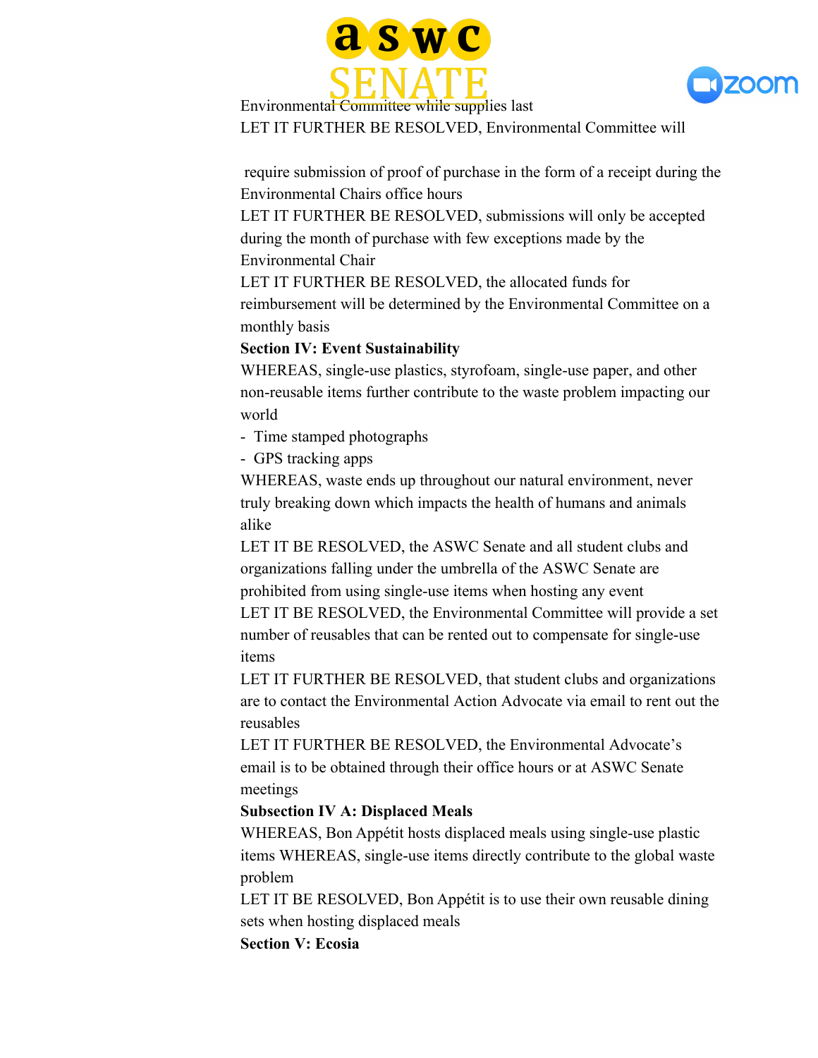Environmental Committee while supplies last

LET IT FURTHER BE RESOLVED, Environmental Committee will

require submission of proof of purchase in the form of a receipt during the Environmental Chairs office hours

LET IT FURTHER BE RESOLVED, submissions will only be accepted during the month of purchase with few exceptions made by the Environmental Chair

LET IT FURTHER BE RESOLVED, the allocated funds for reimbursement will be determined by the Environmental Committee on a monthly basis

**Section IV: Event Sustainability**

WHEREAS, single-use plastics, styrofoam, single-use paper, and other non-reusable items further contribute to the waste problem impacting our world

- Time stamped photographs
- GPS tracking apps

WHEREAS, waste ends up throughout our natural environment, never truly breaking down which impacts the health of humans and animals alike

LET IT BE RESOLVED, the ASWC Senate and all student clubs and organizations falling under the umbrella of the ASWC Senate are prohibited from using single-use items when hosting any event

LET IT BE RESOLVED, the Environmental Committee will provide a set number of reusables that can be rented out to compensate for single-use items

LET IT FURTHER BE RESOLVED, that student clubs and organizations are to contact the Environmental Action Advocate via email to rent out the reusables

LET IT FURTHER BE RESOLVED, the Environmental Advocate's email is to be obtained through their office hours or at ASWC Senate meetings

**Subsection IV A: Displaced Meals**

WHEREAS, Bon Appétit hosts displaced meals using single-use plastic items WHEREAS, single-use items directly contribute to the global waste problem

LET IT BE RESOLVED, Bon Appétit is to use their own reusable dining sets when hosting displaced meals

**Section V: Ecosia**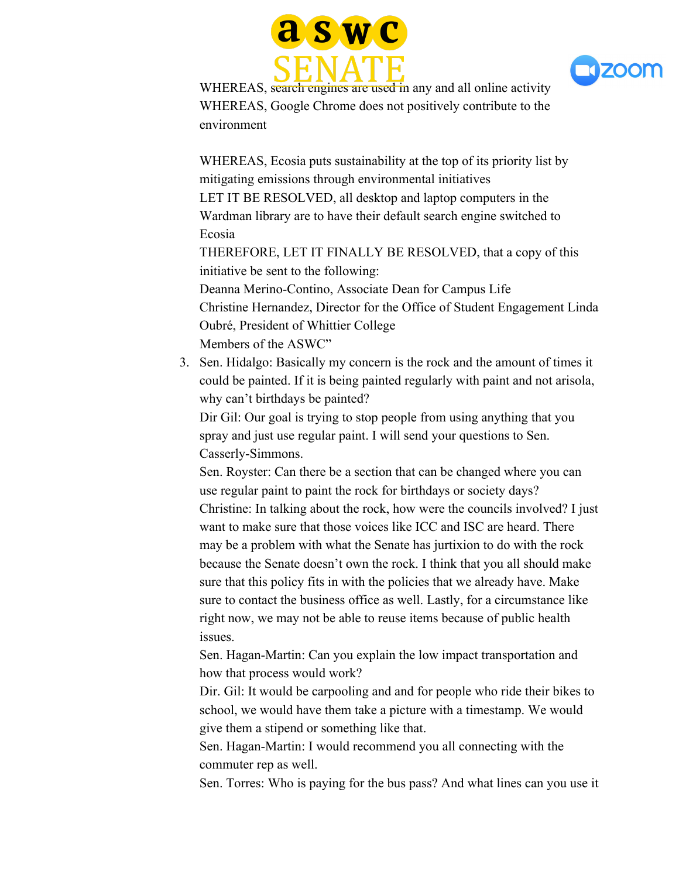WHEREAS, search engines are used in any and all online activity
WHEREAS, Google Chrome does not positively contribute to the environment

WHEREAS, Ecosia puts sustainability at the top of its priority list by mitigating emissions through environmental initiatives
LET IT BE RESOLVED, all desktop and laptop computers in the Wardman library are to have their default search engine switched to Ecosia
THEREFORE, LET IT FINALLY BE RESOLVED, that a copy of this initiative be sent to the following:
Deanna Merino-Contino, Associate Dean for Campus Life
Christine Hernandez, Director for the Office of Student Engagement Linda Oubré, President of Whittier College
Members of the ASWC"

3. Sen. Hidalgo: Basically my concern is the rock and the amount of times it could be painted. If it is being painted regularly with paint and not arisola, why can't birthdays be painted?
Dir Gil: Our goal is trying to stop people from using anything that you spray and just use regular paint. I will send your questions to Sen. Casserly-Simmons.
Sen. Royster: Can there be a section that can be changed where you can use regular paint to paint the rock for birthdays or society days?
Christine: In talking about the rock, how were the councils involved? I just want to make sure that those voices like ICC and ISC are heard. There may be a problem with what the Senate has jurtixion to do with the rock because the Senate doesn't own the rock. I think that you all should make sure that this policy fits in with the policies that we already have. Make sure to contact the business office as well. Lastly, for a circumstance like right now, we may not be able to reuse items because of public health issues.
Sen. Hagan-Martin: Can you explain the low impact transportation and how that process would work?
Dir. Gil: It would be carpooling and and for people who ride their bikes to school, we would have them take a picture with a timestamp. We would give them a stipend or something like that.
Sen. Hagan-Martin: I would recommend you all connecting with the commuter rep as well.
Sen. Torres: Who is paying for the bus pass? And what lines can you use it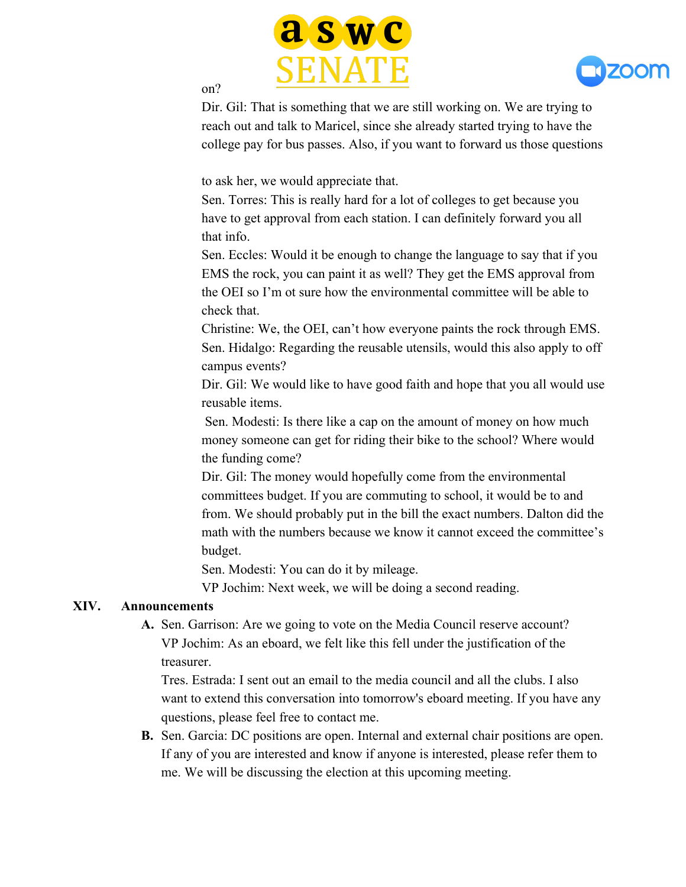on?

Dir. Gil: That is something that we are still working on. We are trying to reach out and talk to Maricel, since she already started trying to have the college pay for bus passes. Also, if you want to forward us those questions

to ask her, we would appreciate that.

Sen. Torres: This is really hard for a lot of colleges to get because you have to get approval from each station. I can definitely forward you all that info.

Sen. Eccles: Would it be enough to change the language to say that if you EMS the rock, you can paint it as well? They get the EMS approval from the OEI so I'm ot sure how the environmental committee will be able to check that.

Christine: We, the OEI, can't how everyone paints the rock through EMS.

Sen. Hidalgo: Regarding the reusable utensils, would this also apply to off campus events?

Dir. Gil: We would like to have good faith and hope that you all would use reusable items.

Sen. Modesti: Is there like a cap on the amount of money on how much money someone can get for riding their bike to the school? Where would the funding come?

Dir. Gil: The money would hopefully come from the environmental committees budget. If you are commuting to school, it would be to and from. We should probably put in the bill the exact numbers. Dalton did the math with the numbers because we know it cannot exceed the committee's budget.

Sen. Modesti: You can do it by mileage.

VP Jochim: Next week, we will be doing a second reading.

**XIV. Announcements**

**A.** Sen. Garrison: Are we going to vote on the Media Council reserve account?
VP Jochim: As an eboard, we felt like this fell under the justification of the treasurer.
Tres. Estrada: I sent out an email to the media council and all the clubs. I also want to extend this conversation into tomorrow's eboard meeting. If you have any questions, please feel free to contact me.

**B.** Sen. Garcia: DC positions are open. Internal and external chair positions are open. If any of you are interested and know if anyone is interested, please refer them to me. We will be discussing the election at this upcoming meeting.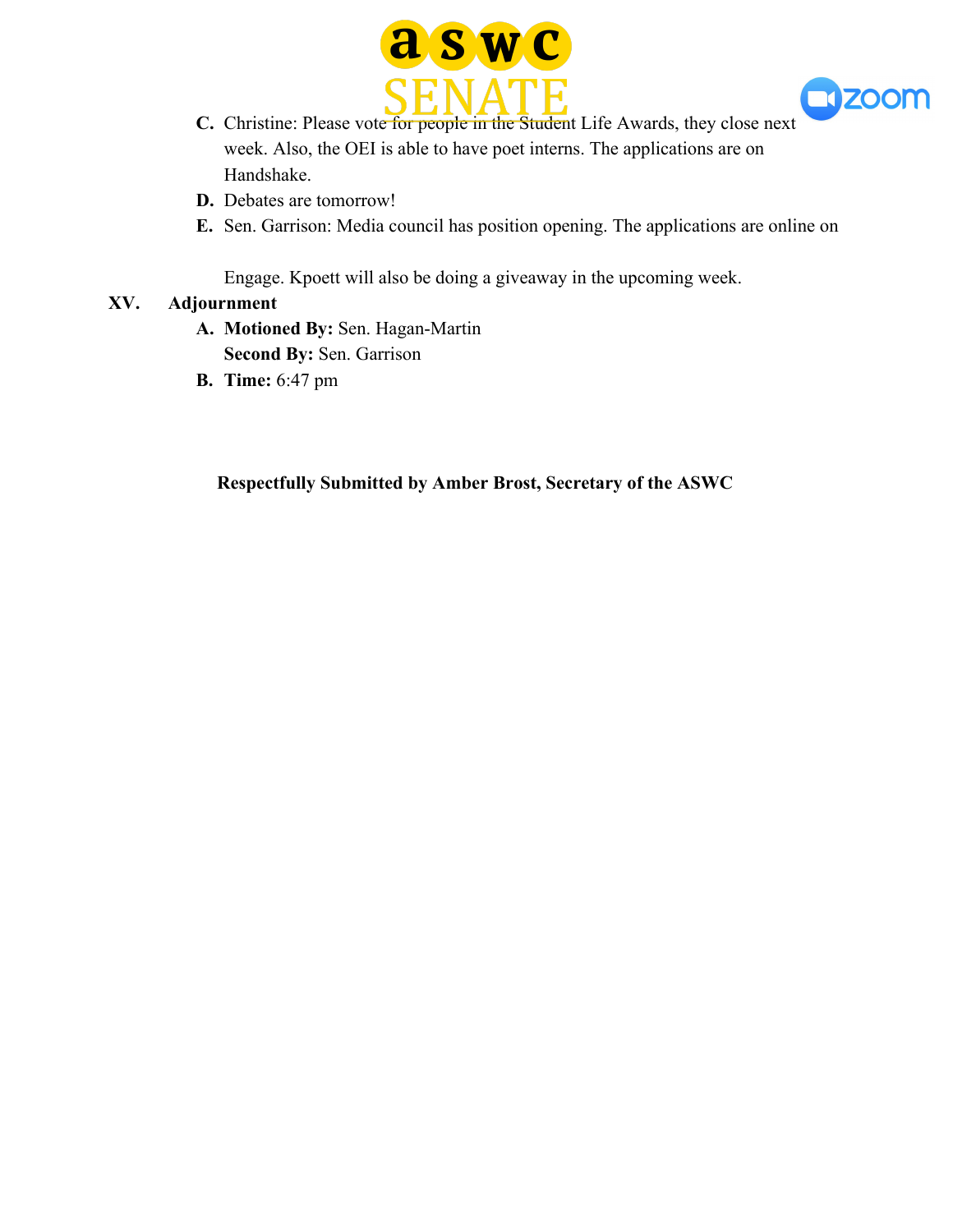C. Christine: Please vote for people in the Student Life Awards, they close next week. Also, the OEI is able to have poet interns. The applications are on Handshake.

D. Debates are tomorrow!

E. Sen. Garrison: Media council has position opening. The applications are online on Engage. Kpoett will also be doing a giveaway in the upcoming week.

## XV. Adjournment

A. **Motioned By:** Sen. Hagan-Martin
**Second By:** Sen. Garrison

B. **Time:** 6:47 pm

**Respectfully Submitted by Amber Brost, Secretary of the ASWC**